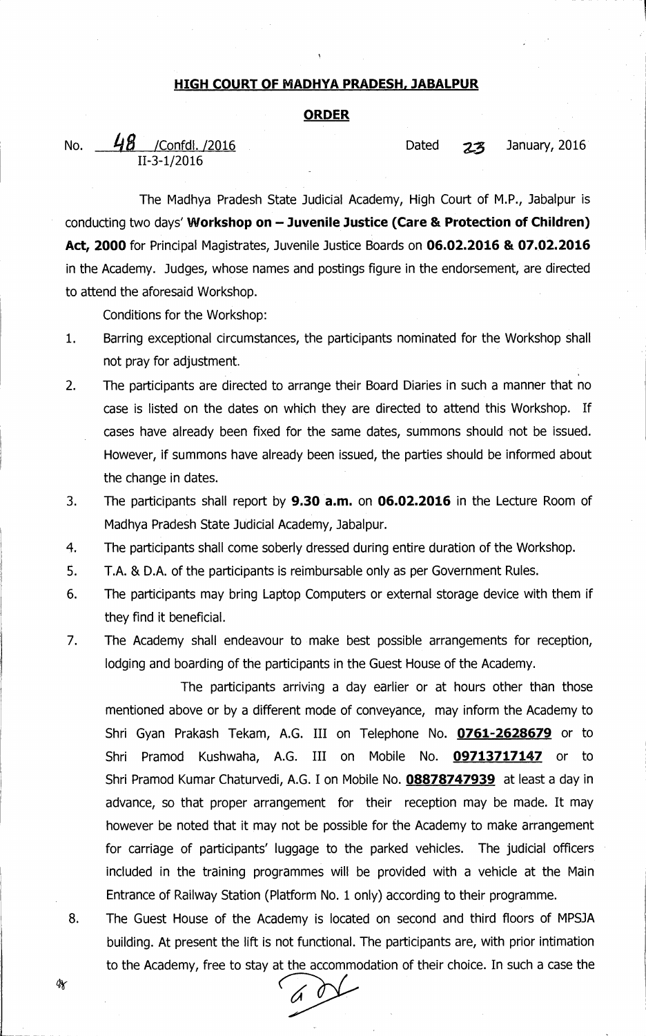## HIGH COURT OF MADHYA PRADESH, JABALPUR

### ORDER

No. 48 /Confdl. /2016 Dated 23 January, 2016
II-3-1/2016

The Madhya Pradesh State Judicial Academy, High Court of M.P., Jabalpur is conducting two days' **Workshop on – Juvenile Justice (Care & Protection of Children) Act, 2000** for Principal Magistrates, Juvenile Justice Boards on **06.02.2016 & 07.02.2016** in the Academy. Judges, whose names and postings figure in the endorsement, are directed to attend the aforesaid Workshop.

Conditions for the Workshop:

1. Barring exceptional circumstances, the participants nominated for the Workshop shall not pray for adjustment.
2. The participants are directed to arrange their Board Diaries in such a manner that no case is listed on the dates on which they are directed to attend this Workshop. If cases have already been fixed for the same dates, summons should not be issued. However, if summons have already been issued, the parties should be informed about the change in dates.
3. The participants shall report by **9.30 a.m.** on **06.02.2016** in the Lecture Room of Madhya Pradesh State Judicial Academy, Jabalpur.
4. The participants shall come soberly dressed during entire duration of the Workshop.
5. T.A. & D.A. of the participants is reimbursable only as per Government Rules.
6. The participants may bring Laptop Computers or external storage device with them if they find it beneficial.
7. The Academy shall endeavour to make best possible arrangements for reception, lodging and boarding of the participants in the Guest House of the Academy.

   The participants arriving a day earlier or at hours other than those mentioned above or by a different mode of conveyance, may inform the Academy to Shri Gyan Prakash Tekam, A.G. III on Telephone No. **0761-2628679** or to Shri Pramod Kushwaha, A.G. III on Mobile No. **09713717147** or to Shri Pramod Kumar Chaturvedi, A.G. I on Mobile No. **08878747939** at least a day in advance, so that proper arrangement for their reception may be made. It may however be noted that it may not be possible for the Academy to make arrangement for carriage of participants' luggage to the parked vehicles. The judicial officers included in the training programmes will be provided with a vehicle at the Main Entrance of Railway Station (Platform No. 1 only) according to their programme.
8. The Guest House of the Academy is located on second and third floors of MPSJA building. At present the lift is not functional. The participants are, with prior intimation to the Academy, free to stay at the accommodation of their choice. In such a case the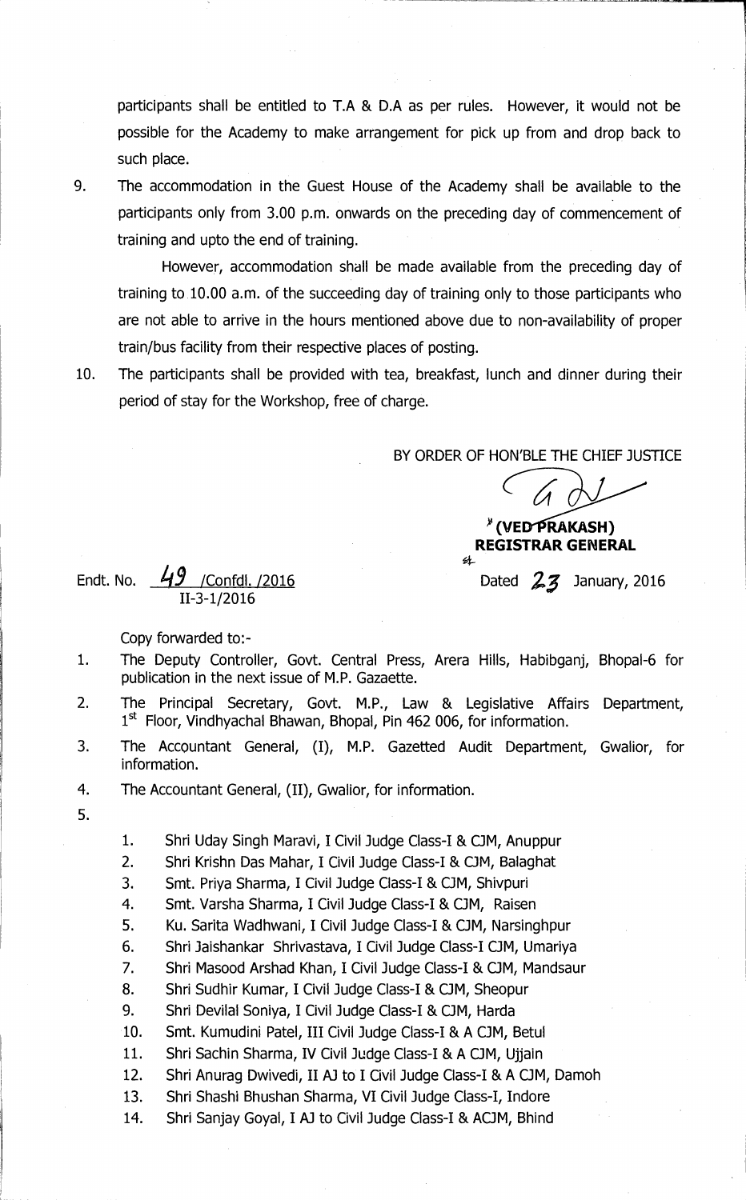participants shall be entitled to T.A & D.A as per rules. However, it would not be possible for the Academy to make arrangement for pick up from and drop back to such place.

9. The accommodation in the Guest House of the Academy shall be available to the participants only from 3.00 p.m. onwards on the preceding day of commencement of training and upto the end of training.

   However, accommodation shall be made available from the preceding day of training to 10.00 a.m. of the succeeding day of training only to those participants who are not able to arrive in the hours mentioned above due to non-availability of proper train/bus facility from their respective places of posting.

10. The participants shall be provided with tea, breakfast, lunch and dinner during their period of stay for the Workshop, free of charge.

BY ORDER OF HON'BLE THE CHIEF JUSTICE

**(VED PRAKASH)**
**REGISTRAR GENERAL**

Endt. No. 49 /Confdl. /2016
II-3-1/2016

Dated 23 January, 2016

Copy forwarded to:-

1. The Deputy Controller, Govt. Central Press, Arera Hills, Habibganj, Bhopal-6 for publication in the next issue of M.P. Gazaette.
2. The Principal Secretary, Govt. M.P., Law & Legislative Affairs Department, 1st Floor, Vindhyachal Bhawan, Bhopal, Pin 462 006, for information.
3. The Accountant General, (I), M.P. Gazetted Audit Department, Gwalior, for information.
4. The Accountant General, (II), Gwalior, for information.
5. 
   1. Shri Uday Singh Maravi, I Civil Judge Class-I & CJM, Anuppur
   2. Shri Krishn Das Mahar, I Civil Judge Class-I & CJM, Balaghat
   3. Smt. Priya Sharma, I Civil Judge Class-I & CJM, Shivpuri
   4. Smt. Varsha Sharma, I Civil Judge Class-I & CJM, Raisen
   5. Ku. Sarita Wadhwani, I Civil Judge Class-I & CJM, Narsinghpur
   6. Shri Jaishankar Shrivastava, I Civil Judge Class-I CJM, Umariya
   7. Shri Masood Arshad Khan, I Civil Judge Class-I & CJM, Mandsaur
   8. Shri Sudhir Kumar, I Civil Judge Class-I & CJM, Sheopur
   9. Shri Devilal Soniya, I Civil Judge Class-I & CJM, Harda
   10. Smt. Kumudini Patel, III Civil Judge Class-I & A CJM, Betul
   11. Shri Sachin Sharma, IV Civil Judge Class-I & A CJM, Ujjain
   12. Shri Anurag Dwivedi, II AJ to I Civil Judge Class-I & A CJM, Damoh
   13. Shri Shashi Bhushan Sharma, VI Civil Judge Class-I, Indore
   14. Shri Sanjay Goyal, I AJ to Civil Judge Class-I & ACJM, Bhind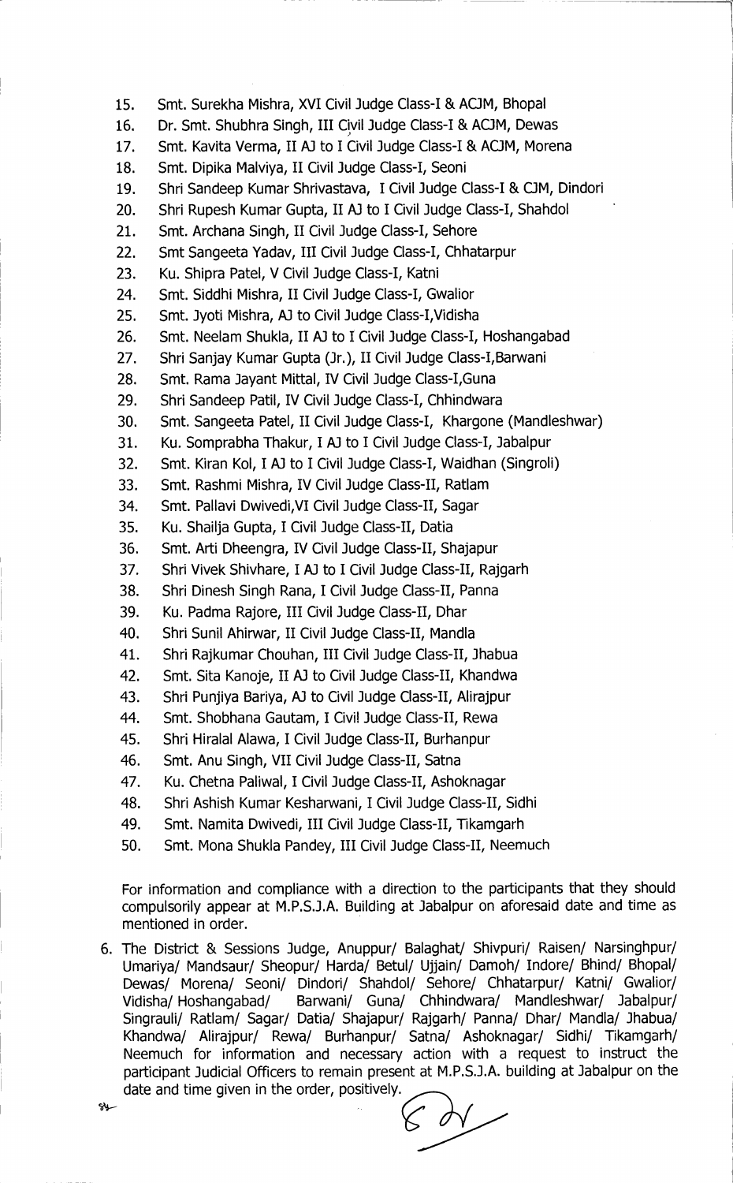15. Smt. Surekha Mishra, XVI Civil Judge Class-I & ACJM, Bhopal
16. Dr. Smt. Shubhra Singh, III Civil Judge Class-I & ACJM, Dewas
17. Smt. Kavita Verma, II AJ to I Civil Judge Class-I & ACJM, Morena
18. Smt. Dipika Malviya, II Civil Judge Class-I, Seoni
19. Shri Sandeep Kumar Shrivastava, I Civil Judge Class-I & CJM, Dindori
20. Shri Rupesh Kumar Gupta, II AJ to I Civil Judge Class-I, Shahdol
21. Smt. Archana Singh, II Civil Judge Class-I, Sehore
22. Smt Sangeeta Yadav, III Civil Judge Class-I, Chhatarpur
23. Ku. Shipra Patel, V Civil Judge Class-I, Katni
24. Smt. Siddhi Mishra, II Civil Judge Class-I, Gwalior
25. Smt. Jyoti Mishra, AJ to Civil Judge Class-I,Vidisha
26. Smt. Neelam Shukla, II AJ to I Civil Judge Class-I, Hoshangabad
27. Shri Sanjay Kumar Gupta (Jr.), II Civil Judge Class-I,Barwani
28. Smt. Rama Jayant Mittal, IV Civil Judge Class-I,Guna
29. Shri Sandeep Patil, IV Civil Judge Class-I, Chhindwara
30. Smt. Sangeeta Patel, II Civil Judge Class-I, Khargone (Mandleshwar)
31. Ku. Somprabha Thakur, I AJ to I Civil Judge Class-I, Jabalpur
32. Smt. Kiran Kol, I AJ to I Civil Judge Class-I, Waidhan (Singroli)
33. Smt. Rashmi Mishra, IV Civil Judge Class-II, Ratlam
34. Smt. Pallavi Dwivedi,VI Civil Judge Class-II, Sagar
35. Ku. Shailja Gupta, I Civil Judge Class-II, Datia
36. Smt. Arti Dheengra, IV Civil Judge Class-II, Shajapur
37. Shri Vivek Shivhare, I AJ to I Civil Judge Class-II, Rajgarh
38. Shri Dinesh Singh Rana, I Civil Judge Class-II, Panna
39. Ku. Padma Rajore, III Civil Judge Class-II, Dhar
40. Shri Sunil Ahirwar, II Civil Judge Class-II, Mandla
41. Shri Rajkumar Chouhan, III Civil Judge Class-II, Jhabua
42. Smt. Sita Kanoje, II AJ to Civil Judge Class-II, Khandwa
43. Shri Punjiya Bariya, AJ to Civil Judge Class-II, Alirajpur
44. Smt. Shobhana Gautam, I Civil Judge Class-II, Rewa
45. Shri Hiralal Alawa, I Civil Judge Class-II, Burhanpur
46. Smt. Anu Singh, VII Civil Judge Class-II, Satna
47. Ku. Chetna Paliwal, I Civil Judge Class-II, Ashoknagar
48. Shri Ashish Kumar Kesharwani, I Civil Judge Class-II, Sidhi
49. Smt. Namita Dwivedi, III Civil Judge Class-II, Tikamgarh
50. Smt. Mona Shukla Pandey, III Civil Judge Class-II, Neemuch

For information and compliance with a direction to the participants that they should compulsorily appear at M.P.S.J.A. Building at Jabalpur on aforesaid date and time as mentioned in order.

6. The District & Sessions Judge, Anuppur/ Balaghat/ Shivpuri/ Raisen/ Narsinghpur/ Umariya/ Mandsaur/ Sheopur/ Harda/ Betul/ Ujjain/ Damoh/ Indore/ Bhind/ Bhopal/ Dewas/ Morena/ Seoni/ Dindori/ Shahdol/ Sehore/ Chhatarpur/ Katni/ Gwalior/ Vidisha/ Hoshangabad/ Barwani/ Guna/ Chhindwara/ Mandleshwar/ Jabalpur/ Singrauli/ Ratlam/ Sagar/ Datia/ Shajapur/ Rajgarh/ Panna/ Dhar/ Mandla/ Jhabua/ Khandwa/ Alirajpur/ Rewa/ Burhanpur/ Satna/ Ashoknagar/ Sidhi/ Tikamgarh/ Neemuch for information and necessary action with a request to instruct the participant Judicial Officers to remain present at M.P.S.J.A. building at Jabalpur on the date and time given in the order, positively.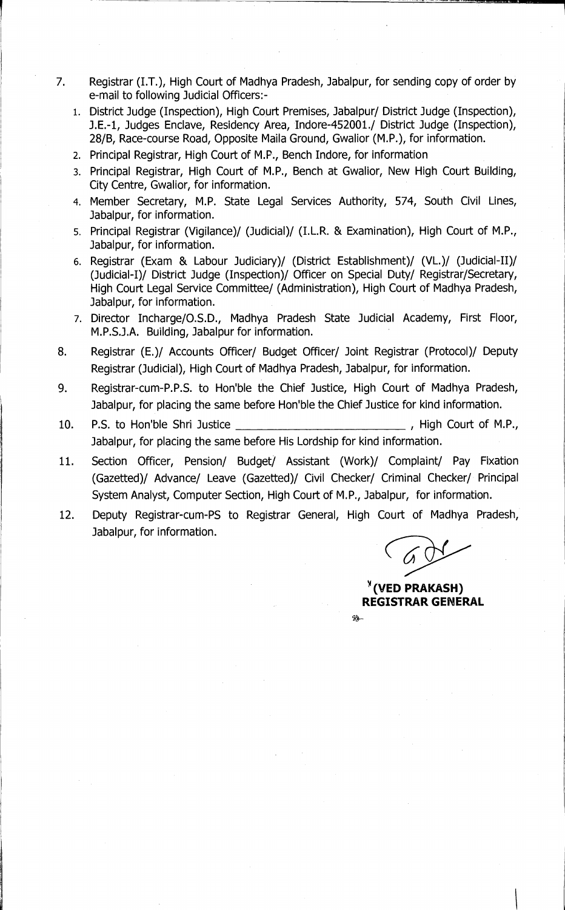7. Registrar (I.T.), High Court of Madhya Pradesh, Jabalpur, for sending copy of order by e-mail to following Judicial Officers:-
   1. District Judge (Inspection), High Court Premises, Jabalpur/ District Judge (Inspection), J.E.-1, Judges Enclave, Residency Area, Indore-452001./ District Judge (Inspection), 28/B, Race-course Road, Opposite Maila Ground, Gwalior (M.P.), for information.
   2. Principal Registrar, High Court of M.P., Bench Indore, for information
   3. Principal Registrar, High Court of M.P., Bench at Gwalior, New High Court Building, City Centre, Gwalior, for information.
   4. Member Secretary, M.P. State Legal Services Authority, 574, South Civil Lines, Jabalpur, for information.
   5. Principal Registrar (Vigilance)/ (Judicial)/ (I.L.R. & Examination), High Court of M.P., Jabalpur, for information.
   6. Registrar (Exam & Labour Judiciary)/ (District Establishment)/ (VL.)/ (Judicial-II)/ (Judicial-I)/ District Judge (Inspection)/ Officer on Special Duty/ Registrar/Secretary, High Court Legal Service Committee/ (Administration), High Court of Madhya Pradesh, Jabalpur, for information.
   7. Director Incharge/O.S.D., Madhya Pradesh State Judicial Academy, First Floor, M.P.S.J.A. Building, Jabalpur for information.
8. Registrar (E.)/ Accounts Officer/ Budget Officer/ Joint Registrar (Protocol)/ Deputy Registrar (Judicial), High Court of Madhya Pradesh, Jabalpur, for information.
9. Registrar-cum-P.P.S. to Hon'ble the Chief Justice, High Court of Madhya Pradesh, Jabalpur, for placing the same before Hon'ble the Chief Justice for kind information.
10. P.S. to Hon'ble Shri Justice ____________________________ , High Court of M.P., Jabalpur, for placing the same before His Lordship for kind information.
11. Section Officer, Pension/ Budget/ Assistant (Work)/ Complaint/ Pay Fixation (Gazetted)/ Advance/ Leave (Gazetted)/ Civil Checker/ Criminal Checker/ Principal System Analyst, Computer Section, High Court of M.P., Jabalpur, for information.
12. Deputy Registrar-cum-PS to Registrar General, High Court of Madhya Pradesh, Jabalpur, for information.

**(VED PRAKASH)**
**REGISTRAR GENERAL**